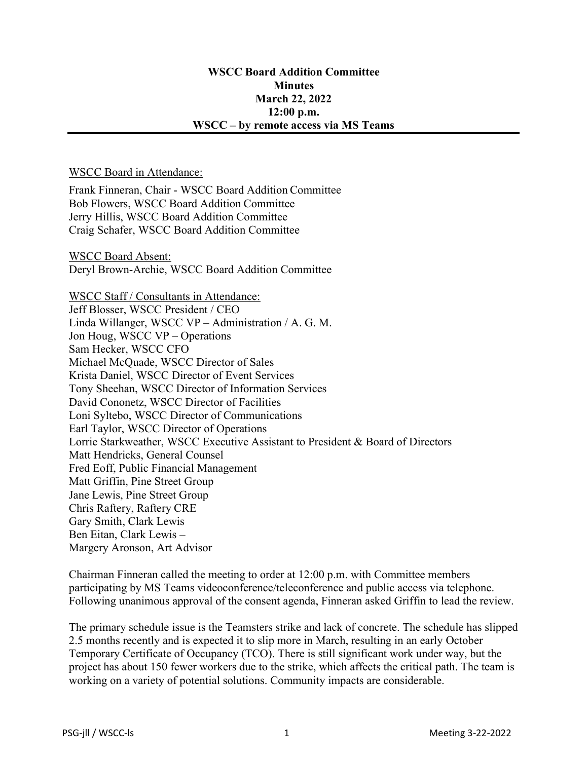**WSCC Board Addition Committee**
**Minutes**
**March 22, 2022**
**12:00 p.m.**
**WSCC – by remote access via MS Teams**

---

WSCC Board in Attendance:

Frank Finneran, Chair - WSCC Board Addition Committee
Bob Flowers, WSCC Board Addition Committee
Jerry Hillis, WSCC Board Addition Committee
Craig Schafer, WSCC Board Addition Committee

WSCC Board Absent:
Deryl Brown-Archie, WSCC Board Addition Committee

WSCC Staff / Consultants in Attendance:
Jeff Blosser, WSCC President / CEO
Linda Willanger, WSCC VP – Administration / A. G. M.
Jon Houg, WSCC VP – Operations
Sam Hecker, WSCC CFO
Michael McQuade, WSCC Director of Sales
Krista Daniel, WSCC Director of Event Services
Tony Sheehan, WSCC Director of Information Services
David Cononetz, WSCC Director of Facilities
Loni Syltebo, WSCC Director of Communications
Earl Taylor, WSCC Director of Operations
Lorrie Starkweather, WSCC Executive Assistant to President & Board of Directors
Matt Hendricks, General Counsel
Fred Eoff, Public Financial Management
Matt Griffin, Pine Street Group
Jane Lewis, Pine Street Group
Chris Raftery, Raftery CRE
Gary Smith, Clark Lewis
Ben Eitan, Clark Lewis –
Margery Aronson, Art Advisor

Chairman Finneran called the meeting to order at 12:00 p.m. with Committee members participating by MS Teams videoconference/teleconference and public access via telephone. Following unanimous approval of the consent agenda, Finneran asked Griffin to lead the review.

The primary schedule issue is the Teamsters strike and lack of concrete. The schedule has slipped 2.5 months recently and is expected it to slip more in March, resulting in an early October Temporary Certificate of Occupancy (TCO). There is still significant work under way, but the project has about 150 fewer workers due to the strike, which affects the critical path. The team is working on a variety of potential solutions. Community impacts are considerable.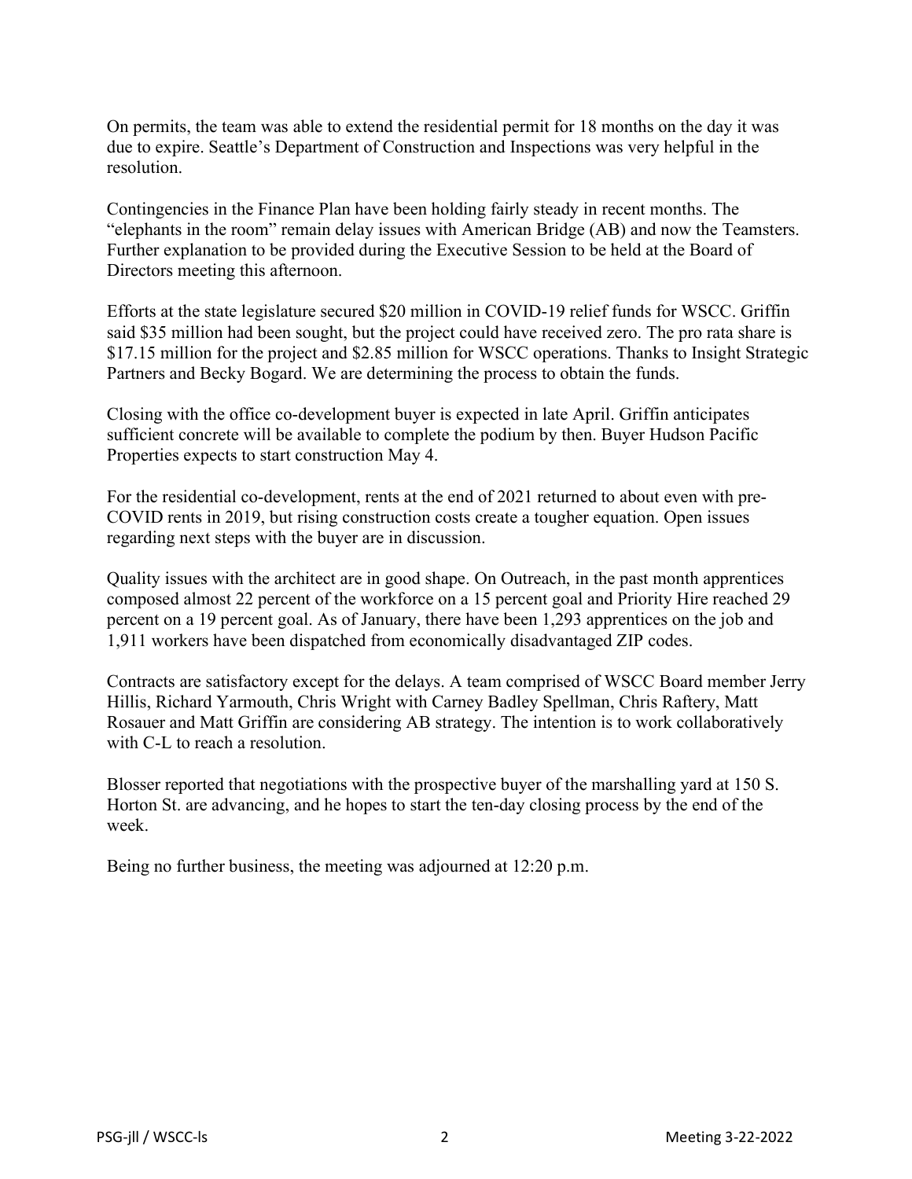On permits, the team was able to extend the residential permit for 18 months on the day it was due to expire. Seattle's Department of Construction and Inspections was very helpful in the resolution.

Contingencies in the Finance Plan have been holding fairly steady in recent months. The "elephants in the room" remain delay issues with American Bridge (AB) and now the Teamsters. Further explanation to be provided during the Executive Session to be held at the Board of Directors meeting this afternoon.

Efforts at the state legislature secured $20 million in COVID-19 relief funds for WSCC. Griffin said $35 million had been sought, but the project could have received zero. The pro rata share is $17.15 million for the project and $2.85 million for WSCC operations. Thanks to Insight Strategic Partners and Becky Bogard. We are determining the process to obtain the funds.

Closing with the office co-development buyer is expected in late April. Griffin anticipates sufficient concrete will be available to complete the podium by then. Buyer Hudson Pacific Properties expects to start construction May 4.

For the residential co-development, rents at the end of 2021 returned to about even with pre-COVID rents in 2019, but rising construction costs create a tougher equation. Open issues regarding next steps with the buyer are in discussion.

Quality issues with the architect are in good shape. On Outreach, in the past month apprentices composed almost 22 percent of the workforce on a 15 percent goal and Priority Hire reached 29 percent on a 19 percent goal. As of January, there have been 1,293 apprentices on the job and 1,911 workers have been dispatched from economically disadvantaged ZIP codes.

Contracts are satisfactory except for the delays. A team comprised of WSCC Board member Jerry Hillis, Richard Yarmouth, Chris Wright with Carney Badley Spellman, Chris Raftery, Matt Rosauer and Matt Griffin are considering AB strategy. The intention is to work collaboratively with C-L to reach a resolution.

Blosser reported that negotiations with the prospective buyer of the marshalling yard at 150 S. Horton St. are advancing, and he hopes to start the ten-day closing process by the end of the week.

Being no further business, the meeting was adjourned at 12:20 p.m.